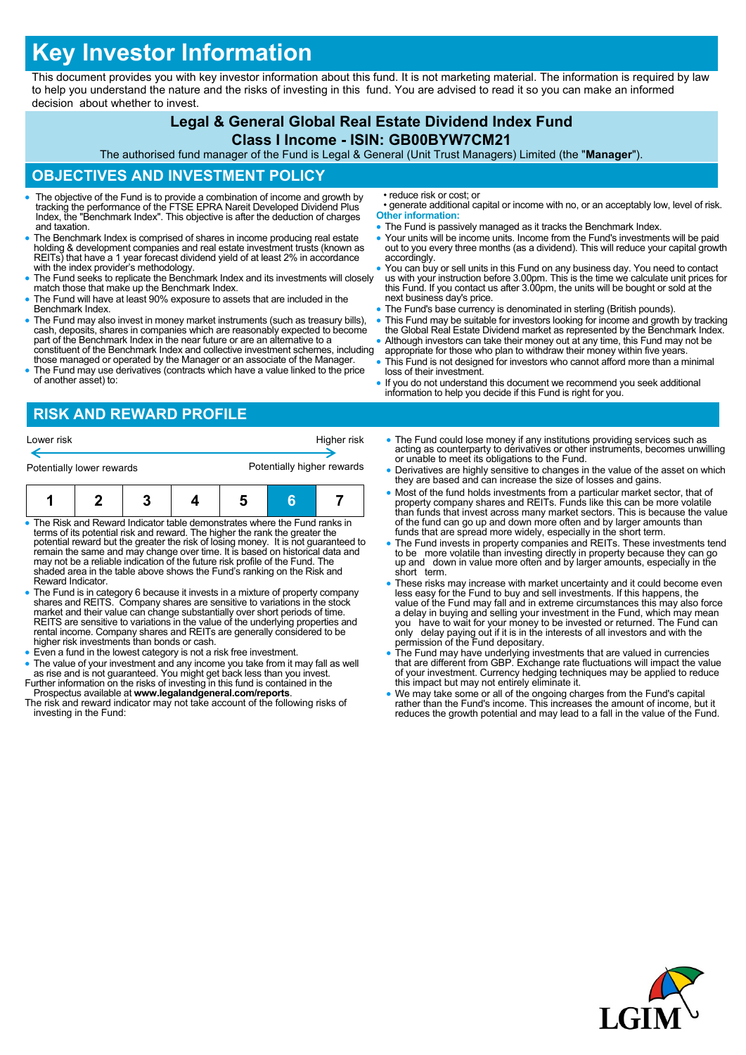# Key Investor Information

This document provides you with key investor information about this fund. It is not marketing material. The information is required by law to help you understand the nature and the risks of investing in this fund. You are advised to read it so you can make an informed decision about whether to invest.

## Legal & General Global Real Estate Dividend Index Fund

### Class I Income - ISIN: GB00BYW7CM21

The authorised fund manager of the Fund is Legal & General (Unit Trust Managers) Limited (the "**Manager**").

## OBJECTIVES AND INVESTMENT POLICY

- The objective of the Fund is to provide a combination of income and growth by tracking the performance of the FTSE EPRA Nareit Developed Dividend Plus Index, the "Benchmark Index". This objective is after the deduction of charges and taxation.
- The Benchmark Index is comprised of shares in income producing real estate holding & development companies and real estate investment trusts (known as REITs) that have a 1 year forecast dividend yield of at least 2% in accordance with the index provider's methodology.
- The Fund seeks to replicate the Benchmark Index and its investments will closely match those that make up the Benchmark Index.
- The Fund will have at least 90% exposure to assets that are included in the Benchmark Index.
- The Fund may also invest in money market instruments (such as treasury bills), cash, deposits, shares in companies which are reasonably expected to become part of the Benchmark Index in the near future or are an alternative to a constituent of the Benchmark Index and collective investment schemes, including those managed or operated by the Manager or an associate of the Manager.
- The Fund may use derivatives (contracts which have a value linked to the price of another asset) to:
  - reduce risk or cost; or
  - generate additional capital or income with no, or an acceptably low, level of risk.

**Other information:**

- The Fund is passively managed as it tracks the Benchmark Index.
- Your units will be income units. Income from the Fund's investments will be paid out to you every three months (as a dividend). This will reduce your capital growth accordingly.
- You can buy or sell units in this Fund on any business day. You need to contact us with your instruction before 3.00pm. This is the time we calculate unit prices for this Fund. If you contact us after 3.00pm, the units will be bought or sold at the next business day's price.
- The Fund's base currency is denominated in sterling (British pounds).
- This Fund may be suitable for investors looking for income and growth by tracking the Global Real Estate Dividend market as represented by the Benchmark Index.
- Although investors can take their money out at any time, this Fund may not be appropriate for those who plan to withdraw their money within five years.
- This Fund is not designed for investors who cannot afford more than a minimal loss of their investment.
- If you do not understand this document we recommend you seek additional information to help you decide if this Fund is right for you.

## RISK AND REWARD PROFILE

| Lower risk | | | | | | Higher risk |
|---|---|---|---|---|---|---|
| Potentially lower rewards | | | | | | Potentially higher rewards |
| 1 | 2 | 3 | 4 | 5 | **6** | 7 |

- The Risk and Reward Indicator table demonstrates where the Fund ranks in terms of its potential risk and reward. The higher the rank the greater the potential reward but the greater the risk of losing money. It is not guaranteed to remain the same and may change over time. It is based on historical data and may not be a reliable indication of the future risk profile of the Fund. The shaded area in the table above shows the Fund's ranking on the Risk and Reward Indicator.
- The Fund is in category 6 because it invests in a mixture of property company shares and REITS. Company shares are sensitive to variations in the stock market and their value can change substantially over short periods of time. REITS are sensitive to variations in the value of the underlying properties and rental income. Company shares and REITs are generally considered to be higher risk investments than bonds or cash.
- Even a fund in the lowest category is not a risk free investment.
- The value of your investment and any income you take from it may fall as well as rise and is not guaranteed. You might get back less than you invest.

Further information on the risks of investing in this fund is contained in the Prospectus available at **www.legalandgeneral.com/reports**.

The risk and reward indicator may not take account of the following risks of investing in the Fund:

- The Fund could lose money if any institutions providing services such as acting as counterparty to derivatives or other instruments, becomes unwilling or unable to meet its obligations to the Fund.
- Derivatives are highly sensitive to changes in the value of the asset on which they are based and can increase the size of losses and gains.
- Most of the fund holds investments from a particular market sector, that of property company shares and REITs. Funds like this can be more volatile than funds that invest across many market sectors. This is because the value of the fund can go up and down more often and by larger amounts than funds that are spread more widely, especially in the short term.
- The Fund invests in property companies and REITs. These investments tend to be more volatile than investing directly in property because they can go up and down in value more often and by larger amounts, especially in the short term.
- These risks may increase with market uncertainty and it could become even less easy for the Fund to buy and sell investments. If this happens, the value of the Fund may fall and in extreme circumstances this may also force a delay in buying and selling your investment in the Fund, which may mean you have to wait for your money to be invested or returned. The Fund can only delay paying out if it is in the interests of all investors and with the permission of the Fund depositary.
- The Fund may have underlying investments that are valued in currencies that are different from GBP. Exchange rate fluctuations will impact the value of your investment. Currency hedging techniques may be applied to reduce this impact but may not entirely eliminate it.
- We may take some or all of the ongoing charges from the Fund's capital rather than the Fund's income. This increases the amount of income, but it reduces the growth potential and may lead to a fall in the value of the Fund.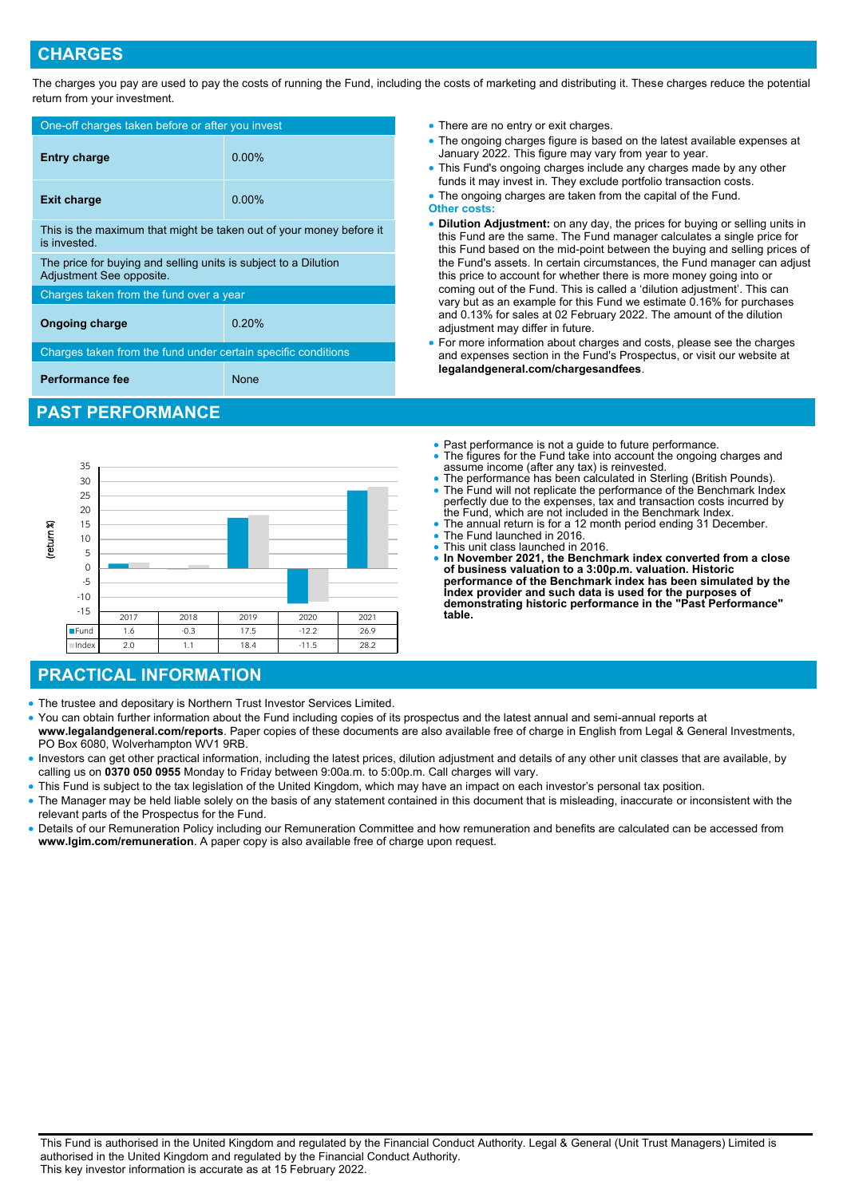## CHARGES

The charges you pay are used to pay the costs of running the Fund, including the costs of marketing and distributing it. These charges reduce the potential return from your investment.

| One-off charges taken before or after you invest | |
|---|---|
| **Entry charge** | 0.00% |
| **Exit charge** | 0.00% |
| This is the maximum that might be taken out of your money before it is invested. | |
| The price for buying and selling units is subject to a Dilution Adjustment See opposite. | |
| Charges taken from the fund over a year | |
| **Ongoing charge** | 0.20% |
| Charges taken from the fund under certain specific conditions | |
| **Performance fee** | None |

- There are no entry or exit charges.
- The ongoing charges figure is based on the latest available expenses at January 2022. This figure may vary from year to year.
- This Fund's ongoing charges include any charges made by any other funds it may invest in. They exclude portfolio transaction costs.
- The ongoing charges are taken from the capital of the Fund.

**Other costs:**

- **Dilution Adjustment:** on any day, the prices for buying or selling units in this Fund are the same. The Fund manager calculates a single price for this Fund based on the mid-point between the buying and selling prices of the Fund's assets. In certain circumstances, the Fund manager can adjust this price to account for whether there is more money going into or coming out of the Fund. This is called a 'dilution adjustment'. This can vary but as an example for this Fund we estimate 0.16% for purchases and 0.13% for sales at 02 February 2022. The amount of the dilution adjustment may differ in future.
- For more information about charges and costs, please see the charges and expenses section in the Fund's Prospectus, or visit our website at **legalandgeneral.com/chargesandfees**.

## PAST PERFORMANCE

(return %)

35, 30, 25, 20, 15, 10, 5, 0, -5, -10, -15

| | 2017 | 2018 | 2019 | 2020 | 2021 |
|---|---|---|---|---|---|
| Fund | 1.6 | -0.3 | 17.5 | -12.2 | 26.9 |
| Index | 2.0 | 1.1 | 18.4 | -11.5 | 28.2 |

- Past performance is not a guide to future performance.
- The figures for the Fund take into account the ongoing charges and assume income (after any tax) is reinvested.
- The performance has been calculated in Sterling (British Pounds).
- The Fund will not replicate the performance of the Benchmark Index perfectly due to the expenses, tax and transaction costs incurred by the Fund, which are not included in the Benchmark Index.
- The annual return is for a 12 month period ending 31 December.
- The Fund launched in 2016.
- This unit class launched in 2016.
- **In November 2021, the Benchmark index converted from a close of business valuation to a 3:00p.m. valuation. Historic performance of the Benchmark index has been simulated by the Index provider and such data is used for the purposes of demonstrating historic performance in the "Past Performance" table.**

## PRACTICAL INFORMATION

- The trustee and depositary is Northern Trust Investor Services Limited.
- You can obtain further information about the Fund including copies of its prospectus and the latest annual and semi-annual reports at **www.legalandgeneral.com/reports**. Paper copies of these documents are also available free of charge in English from Legal & General Investments, PO Box 6080, Wolverhampton WV1 9RB.
- Investors can get other practical information, including the latest prices, dilution adjustment and details of any other unit classes that are available, by calling us on **0370 050 0955** Monday to Friday between 9:00a.m. to 5:00p.m. Call charges will vary.
- This Fund is subject to the tax legislation of the United Kingdom, which may have an impact on each investor's personal tax position.
- The Manager may be held liable solely on the basis of any statement contained in this document that is misleading, inaccurate or inconsistent with the relevant parts of the Prospectus for the Fund.
- Details of our Remuneration Policy including our Remuneration Committee and how remuneration and benefits are calculated can be accessed from **www.lgim.com/remuneration**. A paper copy is also available free of charge upon request.

This Fund is authorised in the United Kingdom and regulated by the Financial Conduct Authority. Legal & General (Unit Trust Managers) Limited is authorised in the United Kingdom and regulated by the Financial Conduct Authority.
This key investor information is accurate as at 15 February 2022.